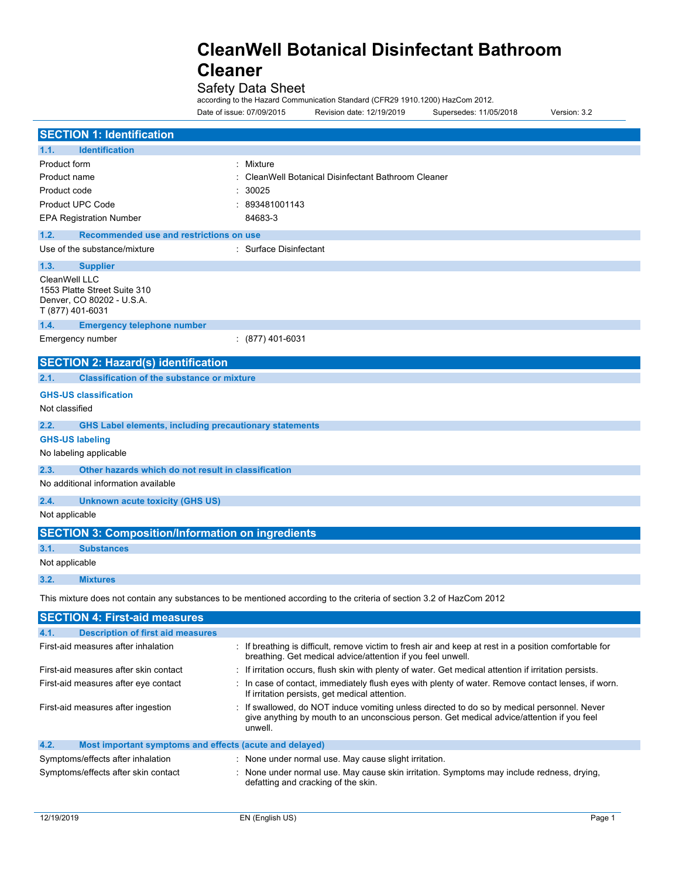# CleanWell Botanical Disinfectant Bathroom Cleaner

Safety Data Sheet

according to the Hazard Communication Standard (CFR29 1910.1200) HazCom 2012.

Date of issue: 07/09/2015 Revision date: 12/19/2019 Supersedes: 11/05/2018 Version: 3.2

## SECTION 1: Identification

### 1.1. Identification

Product form : Mixture

Product name : CleanWell Botanical Disinfectant Bathroom Cleaner

Product code : 30025

Product UPC Code : 893481001143

EPA Registration Number 84683-3

### 1.2. Recommended use and restrictions on use

Use of the substance/mixture : Surface Disinfectant

### 1.3. Supplier

CleanWell LLC
1553 Platte Street Suite 310
Denver, CO 80202 - U.S.A.
T (877) 401-6031

### 1.4. Emergency telephone number

Emergency number : (877) 401-6031

## SECTION 2: Hazard(s) identification

### 2.1. Classification of the substance or mixture

**GHS-US classification**

Not classified

### 2.2. GHS Label elements, including precautionary statements

**GHS-US labeling**

No labeling applicable

### 2.3. Other hazards which do not result in classification

No additional information available

### 2.4. Unknown acute toxicity (GHS US)

Not applicable

## SECTION 3: Composition/Information on ingredients

### 3.1. Substances

Not applicable

### 3.2. Mixtures

This mixture does not contain any substances to be mentioned according to the criteria of section 3.2 of HazCom 2012

## SECTION 4: First-aid measures

### 4.1. Description of first aid measures

First-aid measures after inhalation : If breathing is difficult, remove victim to fresh air and keep at rest in a position comfortable for breathing. Get medical advice/attention if you feel unwell.

First-aid measures after skin contact : If irritation occurs, flush skin with plenty of water. Get medical attention if irritation persists.

First-aid measures after eye contact : In case of contact, immediately flush eyes with plenty of water. Remove contact lenses, if worn. If irritation persists, get medical attention.

First-aid measures after ingestion : If swallowed, do NOT induce vomiting unless directed to do so by medical personnel. Never give anything by mouth to an unconscious person. Get medical advice/attention if you feel unwell.

### 4.2. Most important symptoms and effects (acute and delayed)

Symptoms/effects after inhalation : None under normal use. May cause slight irritation.

Symptoms/effects after skin contact : None under normal use. May cause skin irritation. Symptoms may include redness, drying, defatting and cracking of the skin.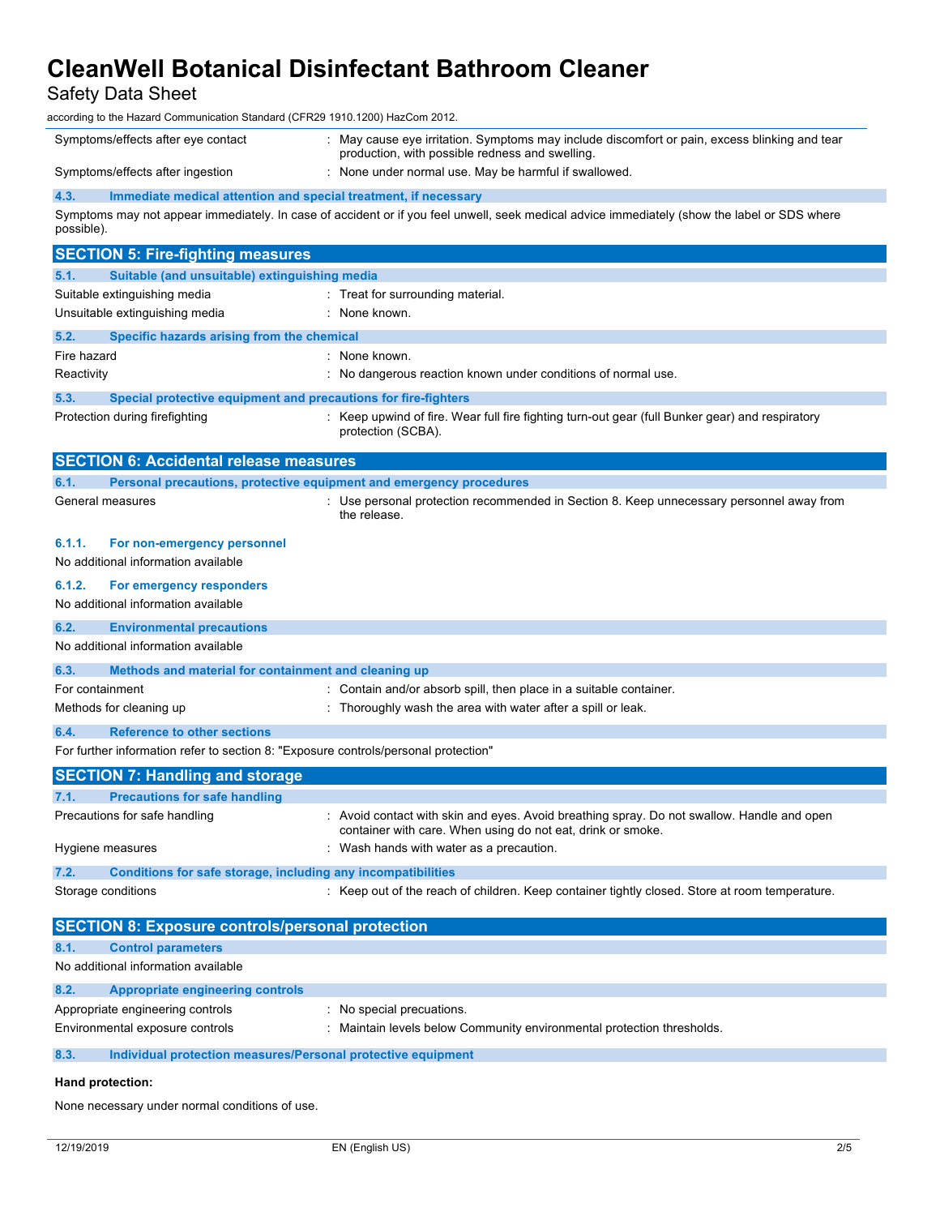| | |
|---|---|
| Symptoms/effects after eye contact | : May cause eye irritation. Symptoms may include discomfort or pain, excess blinking and tear production, with possible redness and swelling. |
| Symptoms/effects after ingestion | : None under normal use. May be harmful if swallowed. |

### 4.3. Immediate medical attention and special treatment, if necessary

Symptoms may not appear immediately. In case of accident or if you feel unwell, seek medical advice immediately (show the label or SDS where possible).

## SECTION 5: Fire-fighting measures

### 5.1. Suitable (and unsuitable) extinguishing media

| | |
|---|---|
| Suitable extinguishing media | : Treat for surrounding material. |
| Unsuitable extinguishing media | : None known. |

### 5.2. Specific hazards arising from the chemical

| | |
|---|---|
| Fire hazard | : None known. |
| Reactivity | : No dangerous reaction known under conditions of normal use. |

### 5.3. Special protective equipment and precautions for fire-fighters

| | |
|---|---|
| Protection during firefighting | : Keep upwind of fire. Wear full fire fighting turn-out gear (full Bunker gear) and respiratory protection (SCBA). |

## SECTION 6: Accidental release measures

### 6.1. Personal precautions, protective equipment and emergency procedures

| | |
|---|---|
| General measures | : Use personal protection recommended in Section 8. Keep unnecessary personnel away from the release. |

#### 6.1.1. For non-emergency personnel

No additional information available

#### 6.1.2. For emergency responders

No additional information available

### 6.2. Environmental precautions

No additional information available

### 6.3. Methods and material for containment and cleaning up

| | |
|---|---|
| For containment | : Contain and/or absorb spill, then place in a suitable container. |
| Methods for cleaning up | : Thoroughly wash the area with water after a spill or leak. |

### 6.4. Reference to other sections

For further information refer to section 8: "Exposure controls/personal protection"

## SECTION 7: Handling and storage

### 7.1. Precautions for safe handling

| | |
|---|---|
| Precautions for safe handling | : Avoid contact with skin and eyes. Avoid breathing spray. Do not swallow. Handle and open container with care. When using do not eat, drink or smoke. |
| Hygiene measures | : Wash hands with water as a precaution. |

### 7.2. Conditions for safe storage, including any incompatibilities

| | |
|---|---|
| Storage conditions | : Keep out of the reach of children. Keep container tightly closed. Store at room temperature. |

## SECTION 8: Exposure controls/personal protection

### 8.1. Control parameters

No additional information available

### 8.2. Appropriate engineering controls

| | |
|---|---|
| Appropriate engineering controls | : No special precautions. |
| Environmental exposure controls | : Maintain levels below Community environmental protection thresholds. |

### 8.3. Individual protection measures/Personal protective equipment

**Hand protection:**

None necessary under normal conditions of use.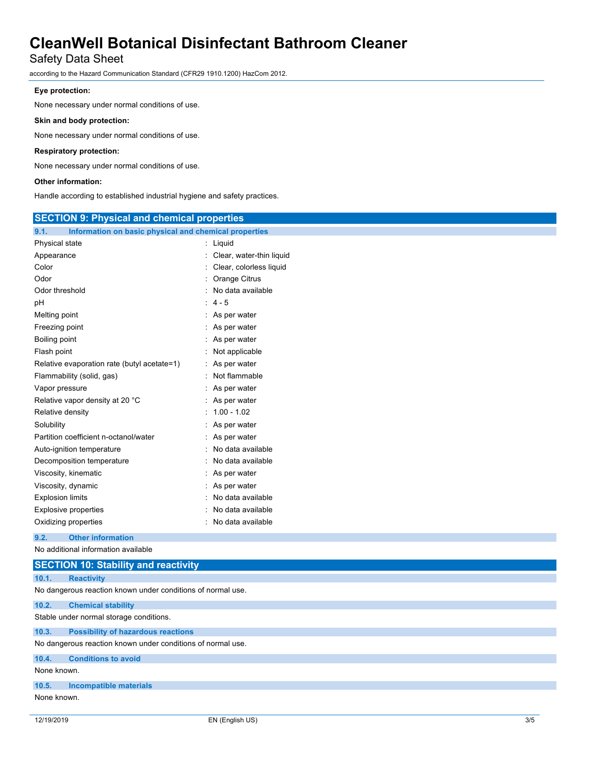**Eye protection:**

None necessary under normal conditions of use.

**Skin and body protection:**

None necessary under normal conditions of use.

**Respiratory protection:**

None necessary under normal conditions of use.

**Other information:**

Handle according to established industrial hygiene and safety practices.

## SECTION 9: Physical and chemical properties

### 9.1. Information on basic physical and chemical properties

| | |
|---|---|
| Physical state | : Liquid |
| Appearance | : Clear, water-thin liquid |
| Color | : Clear, colorless liquid |
| Odor | : Orange Citrus |
| Odor threshold | : No data available |
| pH | : 4 - 5 |
| Melting point | : As per water |
| Freezing point | : As per water |
| Boiling point | : As per water |
| Flash point | : Not applicable |
| Relative evaporation rate (butyl acetate=1) | : As per water |
| Flammability (solid, gas) | : Not flammable |
| Vapor pressure | : As per water |
| Relative vapor density at 20 °C | : As per water |
| Relative density | : 1.00 - 1.02 |
| Solubility | : As per water |
| Partition coefficient n-octanol/water | : As per water |
| Auto-ignition temperature | : No data available |
| Decomposition temperature | : No data available |
| Viscosity, kinematic | : As per water |
| Viscosity, dynamic | : As per water |
| Explosion limits | : No data available |
| Explosive properties | : No data available |
| Oxidizing properties | : No data available |

### 9.2. Other information

No additional information available

## SECTION 10: Stability and reactivity

### 10.1. Reactivity

No dangerous reaction known under conditions of normal use.

### 10.2. Chemical stability

Stable under normal storage conditions.

### 10.3. Possibility of hazardous reactions

No dangerous reaction known under conditions of normal use.

### 10.4. Conditions to avoid

None known.

### 10.5. Incompatible materials

None known.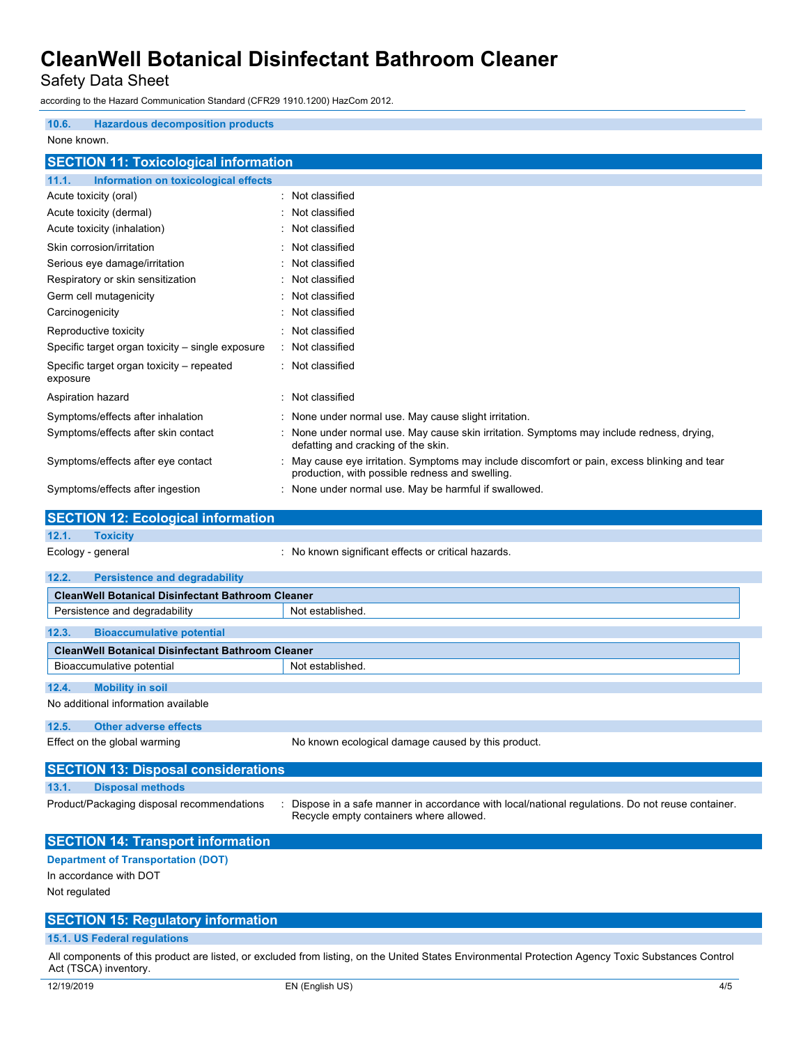### 10.6. Hazardous decomposition products

None known.

## SECTION 11: Toxicological information

### 11.1. Information on toxicological effects

| | |
|---|---|
| Acute toxicity (oral) | : Not classified |
| Acute toxicity (dermal) | : Not classified |
| Acute toxicity (inhalation) | : Not classified |
| Skin corrosion/irritation | : Not classified |
| Serious eye damage/irritation | : Not classified |
| Respiratory or skin sensitization | : Not classified |
| Germ cell mutagenicity | : Not classified |
| Carcinogenicity | : Not classified |
| Reproductive toxicity | : Not classified |
| Specific target organ toxicity – single exposure | : Not classified |
| Specific target organ toxicity – repeated exposure | : Not classified |
| Aspiration hazard | : Not classified |
| Symptoms/effects after inhalation | : None under normal use. May cause slight irritation. |
| Symptoms/effects after skin contact | : None under normal use. May cause skin irritation. Symptoms may include redness, drying, defatting and cracking of the skin. |
| Symptoms/effects after eye contact | : May cause eye irritation. Symptoms may include discomfort or pain, excess blinking and tear production, with possible redness and swelling. |
| Symptoms/effects after ingestion | : None under normal use. May be harmful if swallowed. |

## SECTION 12: Ecological information

### 12.1. Toxicity

Ecology - general : No known significant effects or critical hazards.

### 12.2. Persistence and degradability

| CleanWell Botanical Disinfectant Bathroom Cleaner | |
|---|---|
| Persistence and degradability | Not established. |

### 12.3. Bioaccumulative potential

| CleanWell Botanical Disinfectant Bathroom Cleaner | |
|---|---|
| Bioaccumulative potential | Not established. |

### 12.4. Mobility in soil

No additional information available

### 12.5. Other adverse effects

Effect on the global warming    No known ecological damage caused by this product.

## SECTION 13: Disposal considerations

### 13.1. Disposal methods

Product/Packaging disposal recommendations : Dispose in a safe manner in accordance with local/national regulations. Do not reuse container. Recycle empty containers where allowed.

## SECTION 14: Transport information

**Department of Transportation (DOT)**

In accordance with DOT

Not regulated

## SECTION 15: Regulatory information

### 15.1. US Federal regulations

All components of this product are listed, or excluded from listing, on the United States Environmental Protection Agency Toxic Substances Control Act (TSCA) inventory.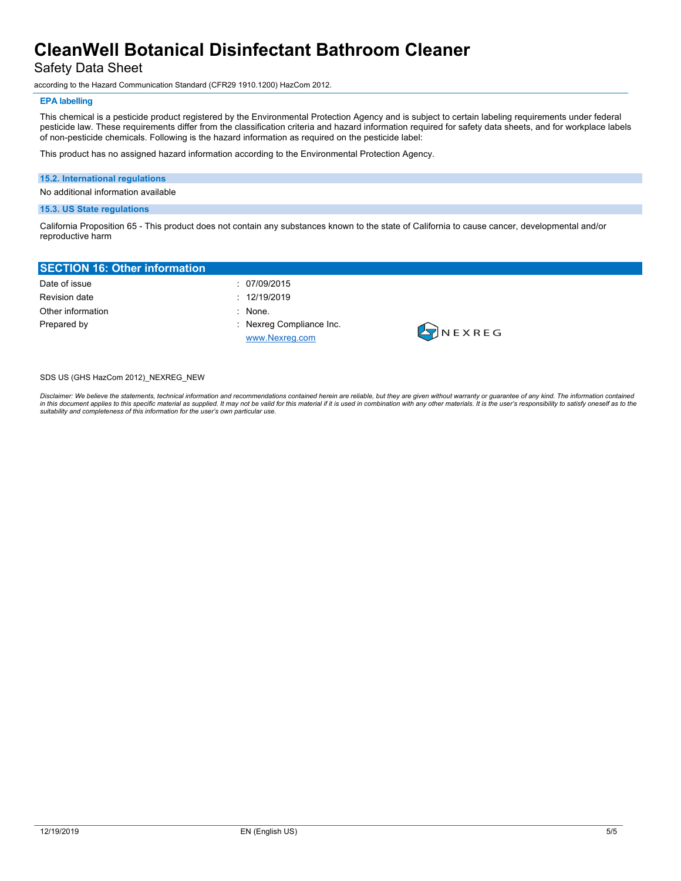#### EPA labelling

This chemical is a pesticide product registered by the Environmental Protection Agency and is subject to certain labeling requirements under federal pesticide law. These requirements differ from the classification criteria and hazard information required for safety data sheets, and for workplace labels of non-pesticide chemicals. Following is the hazard information as required on the pesticide label:

This product has no assigned hazard information according to the Environmental Protection Agency.

### 15.2. International regulations

No additional information available

### 15.3. US State regulations

California Proposition 65 - This product does not contain any substances known to the state of California to cause cancer, developmental and/or reproductive harm

## SECTION 16: Other information

| | |
|---|---|
| Date of issue | : 07/09/2015 |
| Revision date | : 12/19/2019 |
| Other information | : None. |
| Prepared by | : Nexreg Compliance Inc. www.Nexreg.com |

NEXREG

SDS US (GHS HazCom 2012)_NEXREG_NEW

*Disclaimer: We believe the statements, technical information and recommendations contained herein are reliable, but they are given without warranty or guarantee of any kind. The information contained in this document applies to this specific material as supplied. It may not be valid for this material if it is used in combination with any other materials. It is the user's responsibility to satisfy oneself as to the suitability and completeness of this information for the user's own particular use.*